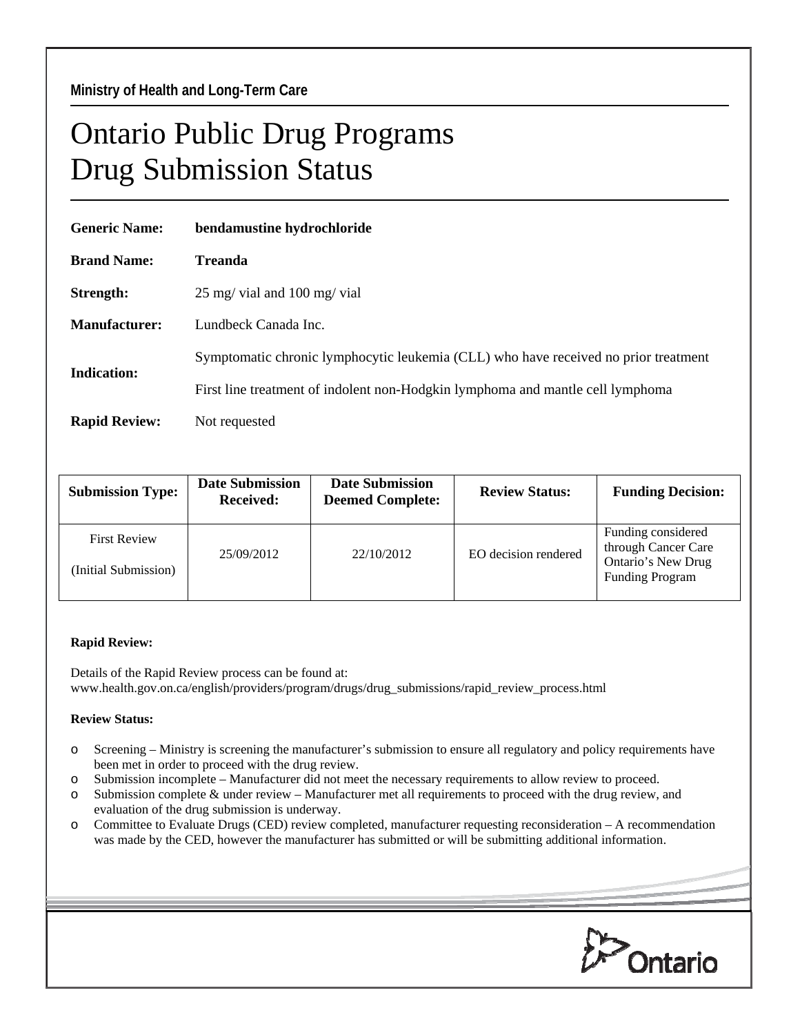**Ministry of Health and Long-Term Care**

# Ontario Public Drug Programs
# Drug Submission Status

**Generic Name:** **bendamustine hydrochloride**

**Brand Name:** **Treanda**

**Strength:** 25 mg/ vial and 100 mg/ vial

**Manufacturer:** Lundbeck Canada Inc.

**Indication:** Symptomatic chronic lymphocytic leukemia (CLL) who have received no prior treatment

First line treatment of indolent non-Hodgkin lymphoma and mantle cell lymphoma

**Rapid Review:** Not requested

| Submission Type: | Date Submission Received: | Date Submission Deemed Complete: | Review Status: | Funding Decision: |
|---|---|---|---|---|
| First Review (Initial Submission) | 25/09/2012 | 22/10/2012 | EO decision rendered | Funding considered through Cancer Care Ontario's New Drug Funding Program |

**Rapid Review:**

Details of the Rapid Review process can be found at:
www.health.gov.on.ca/english/providers/program/drugs/drug_submissions/rapid_review_process.html

**Review Status:**

- Screening – Ministry is screening the manufacturer's submission to ensure all regulatory and policy requirements have been met in order to proceed with the drug review.
- Submission incomplete – Manufacturer did not meet the necessary requirements to allow review to proceed.
- Submission complete & under review – Manufacturer met all requirements to proceed with the drug review, and evaluation of the drug submission is underway.
- Committee to Evaluate Drugs (CED) review completed, manufacturer requesting reconsideration – A recommendation was made by the CED, however the manufacturer has submitted or will be submitting additional information.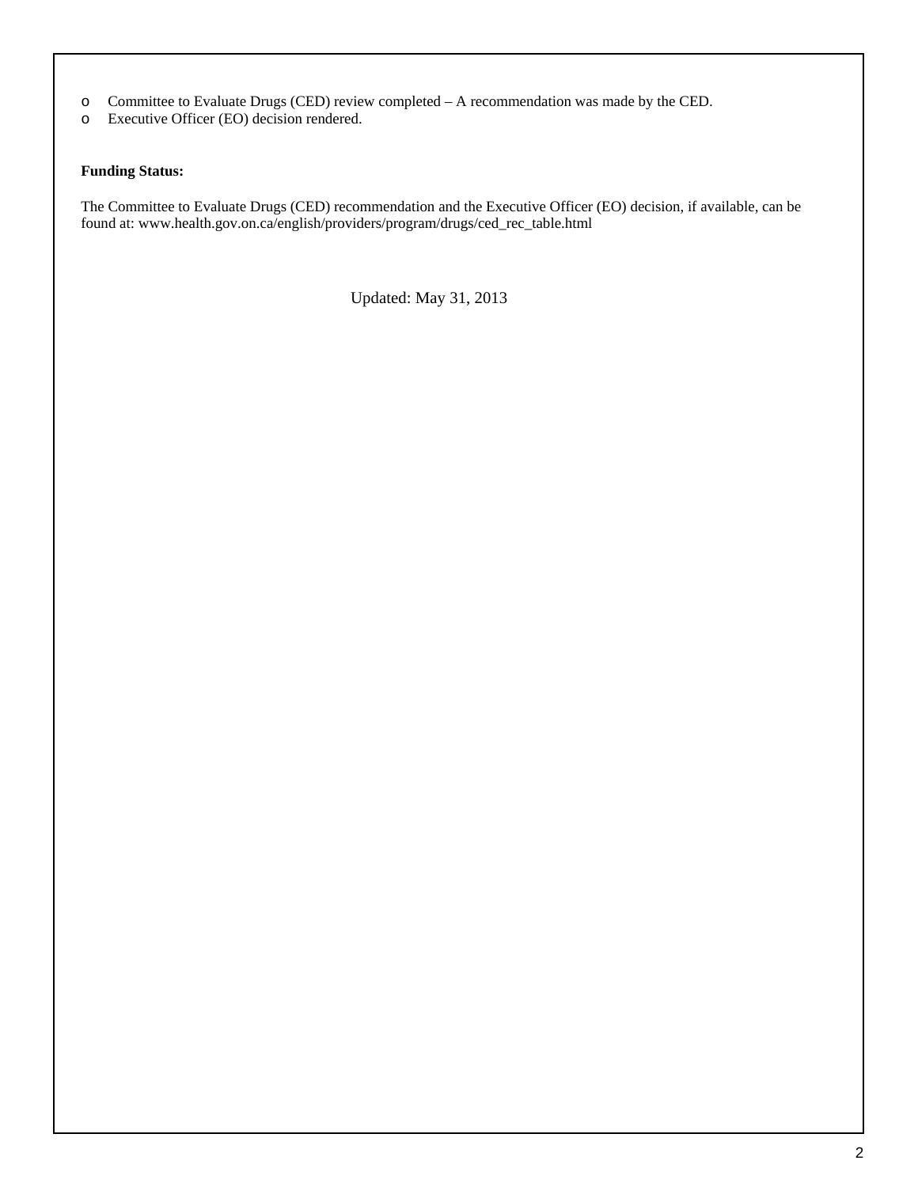- Committee to Evaluate Drugs (CED) review completed – A recommendation was made by the CED.
- Executive Officer (EO) decision rendered.

**Funding Status:**

The Committee to Evaluate Drugs (CED) recommendation and the Executive Officer (EO) decision, if available, can be found at: www.health.gov.on.ca/english/providers/program/drugs/ced_rec_table.html

Updated: May 31, 2013